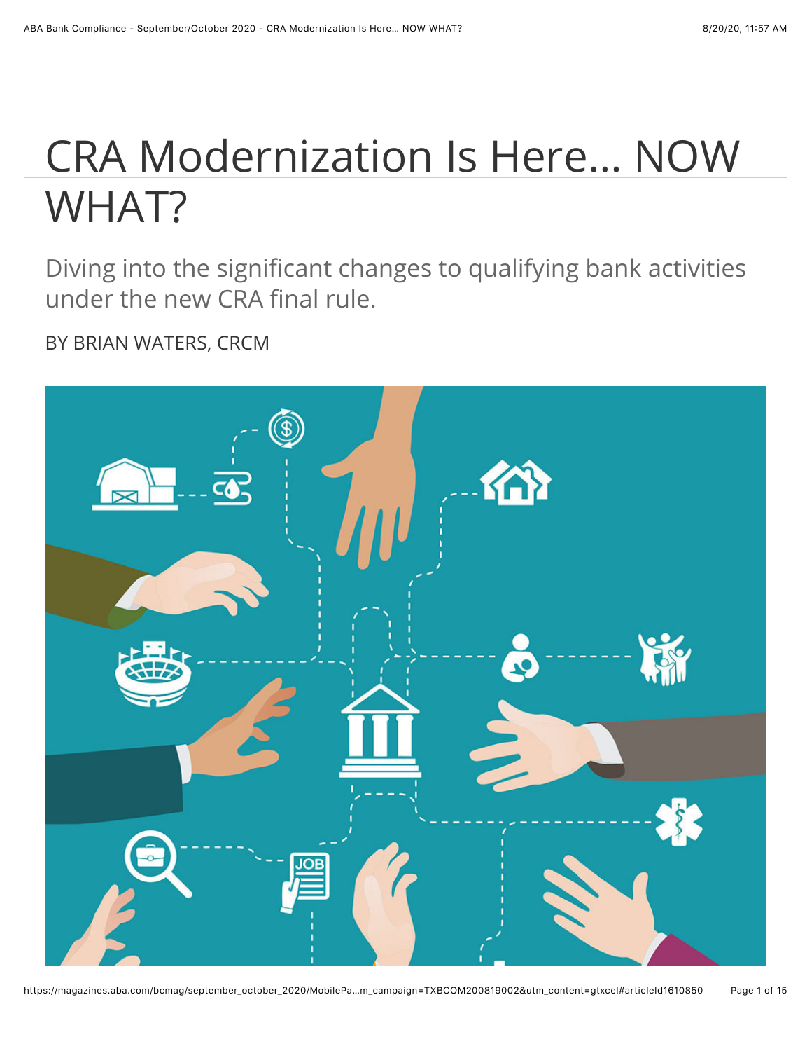# CRA Modernization Is Here... NOW WHAT?

Diving into the significant changes to qualifying bank activities under the new CRA final rule.

BY BRIAN WATERS, CRCM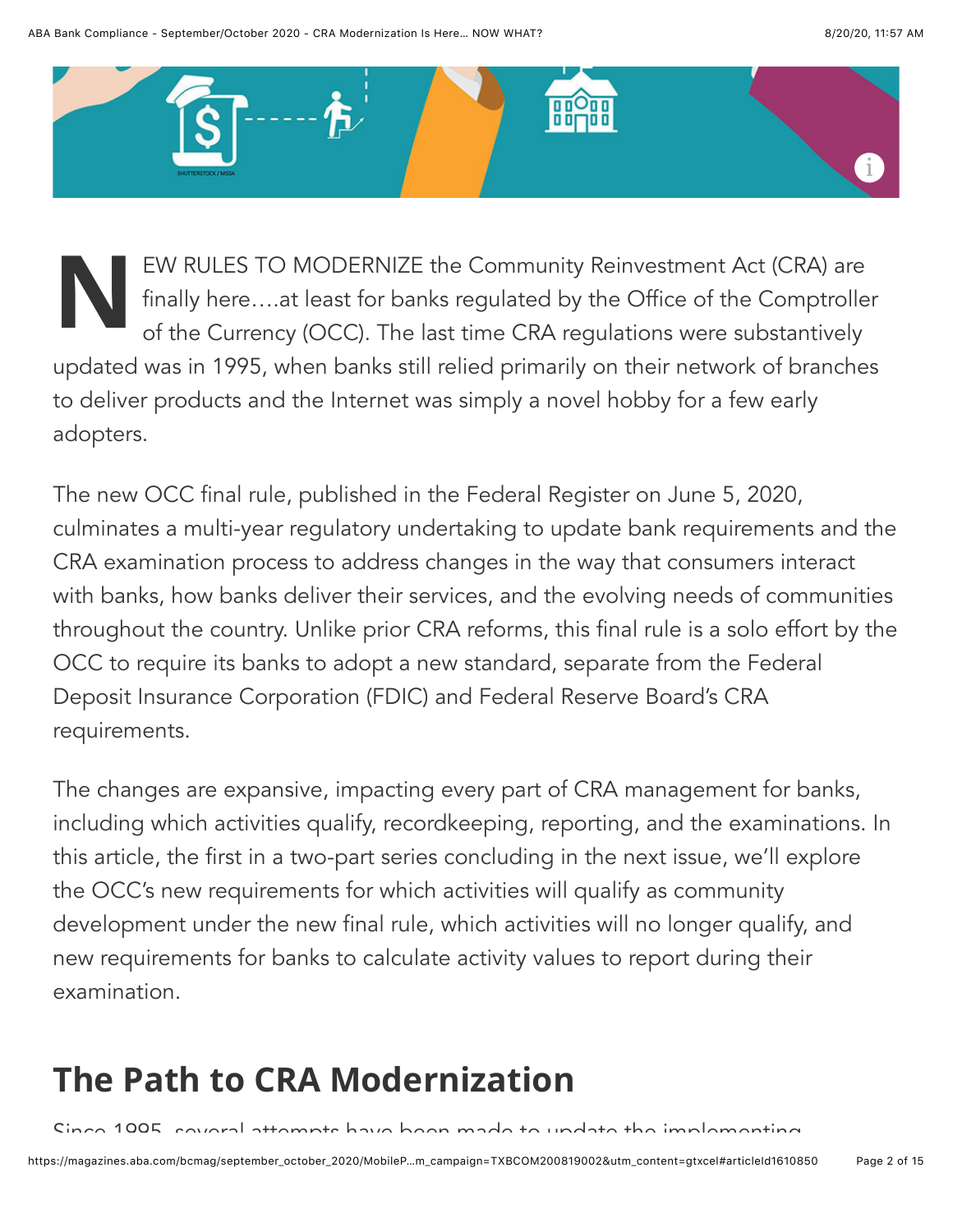NEW RULES TO MODERNIZE the Community Reinvestment Act (CRA) are finally here….at least for banks regulated by the Office of the Comptroller of the Currency (OCC). The last time CRA regulations were substantively updated was in 1995, when banks still relied primarily on their network of branches to deliver products and the Internet was simply a novel hobby for a few early adopters.

The new OCC final rule, published in the Federal Register on June 5, 2020, culminates a multi-year regulatory undertaking to update bank requirements and the CRA examination process to address changes in the way that consumers interact with banks, how banks deliver their services, and the evolving needs of communities throughout the country. Unlike prior CRA reforms, this final rule is a solo effort by the OCC to require its banks to adopt a new standard, separate from the Federal Deposit Insurance Corporation (FDIC) and Federal Reserve Board's CRA requirements.

The changes are expansive, impacting every part of CRA management for banks, including which activities qualify, recordkeeping, reporting, and the examinations. In this article, the first in a two-part series concluding in the next issue, we'll explore the OCC's new requirements for which activities will qualify as community development under the new final rule, which activities will no longer qualify, and new requirements for banks to calculate activity values to report during their examination.

## The Path to CRA Modernization

Since 1995, several attempts have been made to update the implementing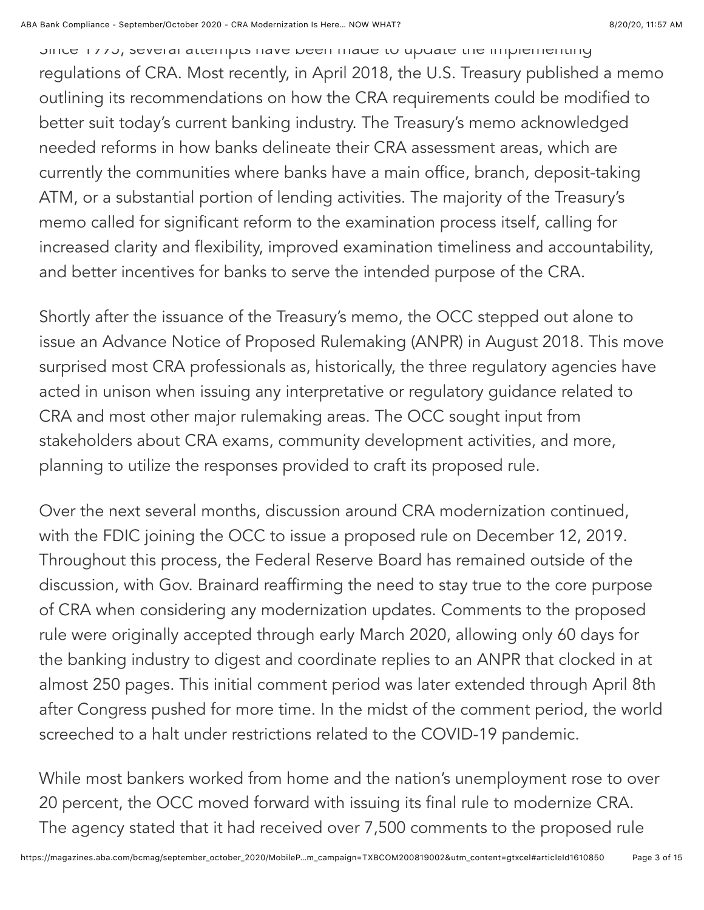Since 1995, several attempts have been made to update the implementing regulations of CRA. Most recently, in April 2018, the U.S. Treasury published a memo outlining its recommendations on how the CRA requirements could be modified to better suit today's current banking industry. The Treasury's memo acknowledged needed reforms in how banks delineate their CRA assessment areas, which are currently the communities where banks have a main office, branch, deposit-taking ATM, or a substantial portion of lending activities. The majority of the Treasury's memo called for significant reform to the examination process itself, calling for increased clarity and flexibility, improved examination timeliness and accountability, and better incentives for banks to serve the intended purpose of the CRA.

Shortly after the issuance of the Treasury's memo, the OCC stepped out alone to issue an Advance Notice of Proposed Rulemaking (ANPR) in August 2018. This move surprised most CRA professionals as, historically, the three regulatory agencies have acted in unison when issuing any interpretative or regulatory guidance related to CRA and most other major rulemaking areas. The OCC sought input from stakeholders about CRA exams, community development activities, and more, planning to utilize the responses provided to craft its proposed rule.

Over the next several months, discussion around CRA modernization continued, with the FDIC joining the OCC to issue a proposed rule on December 12, 2019. Throughout this process, the Federal Reserve Board has remained outside of the discussion, with Gov. Brainard reaffirming the need to stay true to the core purpose of CRA when considering any modernization updates. Comments to the proposed rule were originally accepted through early March 2020, allowing only 60 days for the banking industry to digest and coordinate replies to an ANPR that clocked in at almost 250 pages. This initial comment period was later extended through April 8th after Congress pushed for more time. In the midst of the comment period, the world screeched to a halt under restrictions related to the COVID-19 pandemic.

While most bankers worked from home and the nation's unemployment rose to over 20 percent, the OCC moved forward with issuing its final rule to modernize CRA. The agency stated that it had received over 7,500 comments to the proposed rule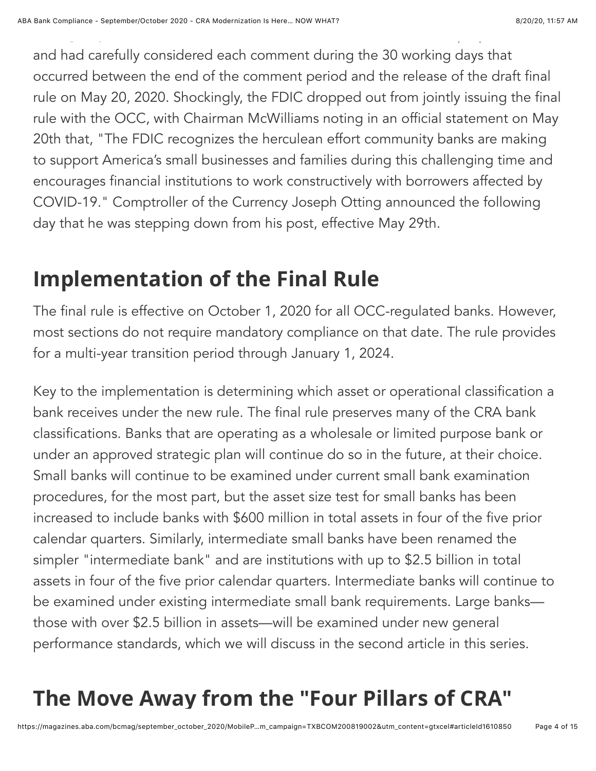and had carefully considered each comment during the 30 working days that occurred between the end of the comment period and the release of the draft final rule on May 20, 2020. Shockingly, the FDIC dropped out from jointly issuing the final rule with the OCC, with Chairman McWilliams noting in an official statement on May 20th that, "The FDIC recognizes the herculean effort community banks are making to support America's small businesses and families during this challenging time and encourages financial institutions to work constructively with borrowers affected by COVID-19." Comptroller of the Currency Joseph Otting announced the following day that he was stepping down from his post, effective May 29th.

## Implementation of the Final Rule

The final rule is effective on October 1, 2020 for all OCC-regulated banks. However, most sections do not require mandatory compliance on that date. The rule provides for a multi-year transition period through January 1, 2024.

Key to the implementation is determining which asset or operational classification a bank receives under the new rule. The final rule preserves many of the CRA bank classifications. Banks that are operating as a wholesale or limited purpose bank or under an approved strategic plan will continue do so in the future, at their choice. Small banks will continue to be examined under current small bank examination procedures, for the most part, but the asset size test for small banks has been increased to include banks with $600 million in total assets in four of the five prior calendar quarters. Similarly, intermediate small banks have been renamed the simpler "intermediate bank" and are institutions with up to $2.5 billion in total assets in four of the five prior calendar quarters. Intermediate banks will continue to be examined under existing intermediate small bank requirements. Large banks—those with over $2.5 billion in assets—will be examined under new general performance standards, which we will discuss in the second article in this series.

## The Move Away from the "Four Pillars of CRA"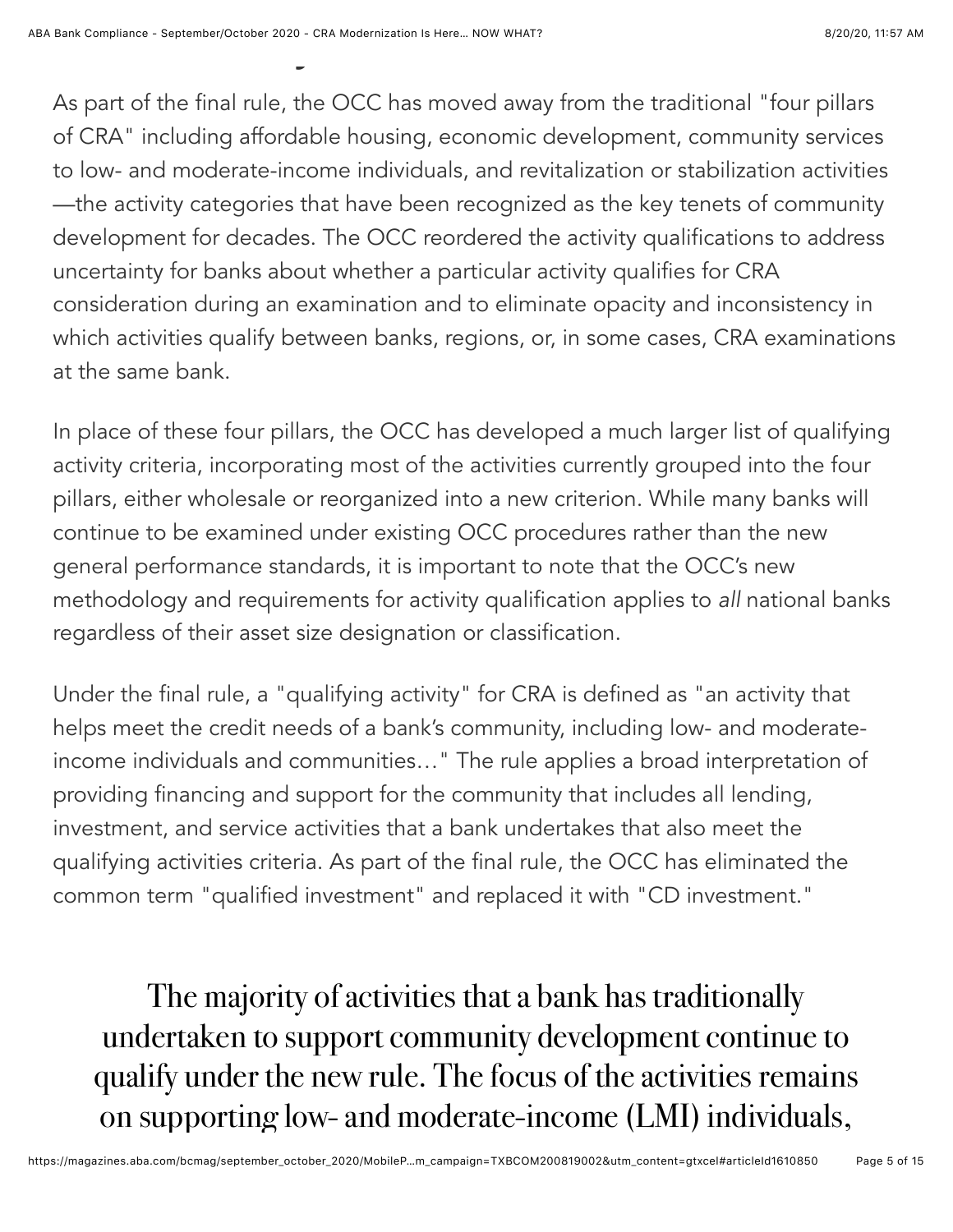As part of the final rule, the OCC has moved away from the traditional "four pillars of CRA" including affordable housing, economic development, community services to low- and moderate-income individuals, and revitalization or stabilization activities—the activity categories that have been recognized as the key tenets of community development for decades. The OCC reordered the activity qualifications to address uncertainty for banks about whether a particular activity qualifies for CRA consideration during an examination and to eliminate opacity and inconsistency in which activities qualify between banks, regions, or, in some cases, CRA examinations at the same bank.

In place of these four pillars, the OCC has developed a much larger list of qualifying activity criteria, incorporating most of the activities currently grouped into the four pillars, either wholesale or reorganized into a new criterion. While many banks will continue to be examined under existing OCC procedures rather than the new general performance standards, it is important to note that the OCC's new methodology and requirements for activity qualification applies to *all* national banks regardless of their asset size designation or classification.

Under the final rule, a "qualifying activity" for CRA is defined as "an activity that helps meet the credit needs of a bank's community, including low- and moderate-income individuals and communities…" The rule applies a broad interpretation of providing financing and support for the community that includes all lending, investment, and service activities that a bank undertakes that also meet the qualifying activities criteria. As part of the final rule, the OCC has eliminated the common term "qualified investment" and replaced it with "CD investment."

> The majority of activities that a bank has traditionally undertaken to support community development continue to qualify under the new rule. The focus of the activities remains on supporting low- and moderate-income (LMI) individuals,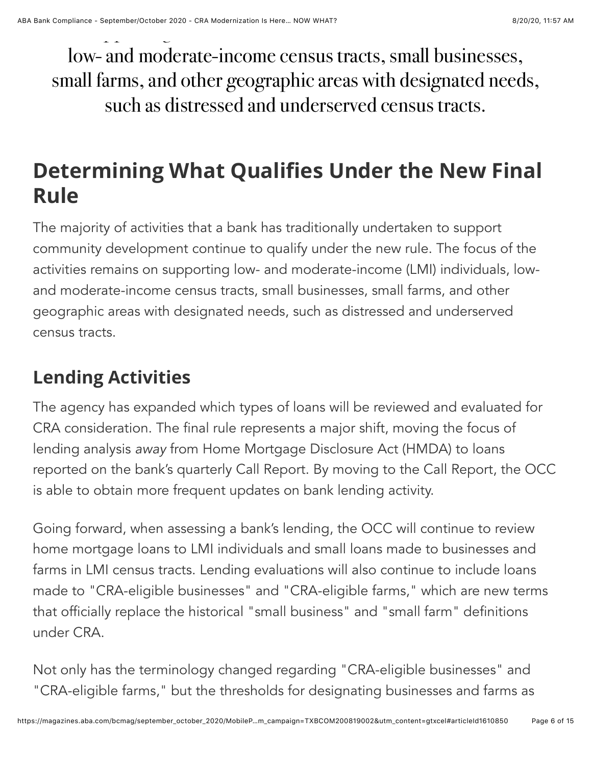low- and moderate-income census tracts, small businesses, small farms, and other geographic areas with designated needs, such as distressed and underserved census tracts.

## Determining What Qualifies Under the New Final Rule

The majority of activities that a bank has traditionally undertaken to support community development continue to qualify under the new rule. The focus of the activities remains on supporting low- and moderate-income (LMI) individuals, low- and moderate-income census tracts, small businesses, small farms, and other geographic areas with designated needs, such as distressed and underserved census tracts.

### Lending Activities

The agency has expanded which types of loans will be reviewed and evaluated for CRA consideration. The final rule represents a major shift, moving the focus of lending analysis *away* from Home Mortgage Disclosure Act (HMDA) to loans reported on the bank's quarterly Call Report. By moving to the Call Report, the OCC is able to obtain more frequent updates on bank lending activity.

Going forward, when assessing a bank's lending, the OCC will continue to review home mortgage loans to LMI individuals and small loans made to businesses and farms in LMI census tracts. Lending evaluations will also continue to include loans made to "CRA-eligible businesses" and "CRA-eligible farms," which are new terms that officially replace the historical "small business" and "small farm" definitions under CRA.

Not only has the terminology changed regarding "CRA-eligible businesses" and "CRA-eligible farms," but the thresholds for designating businesses and farms as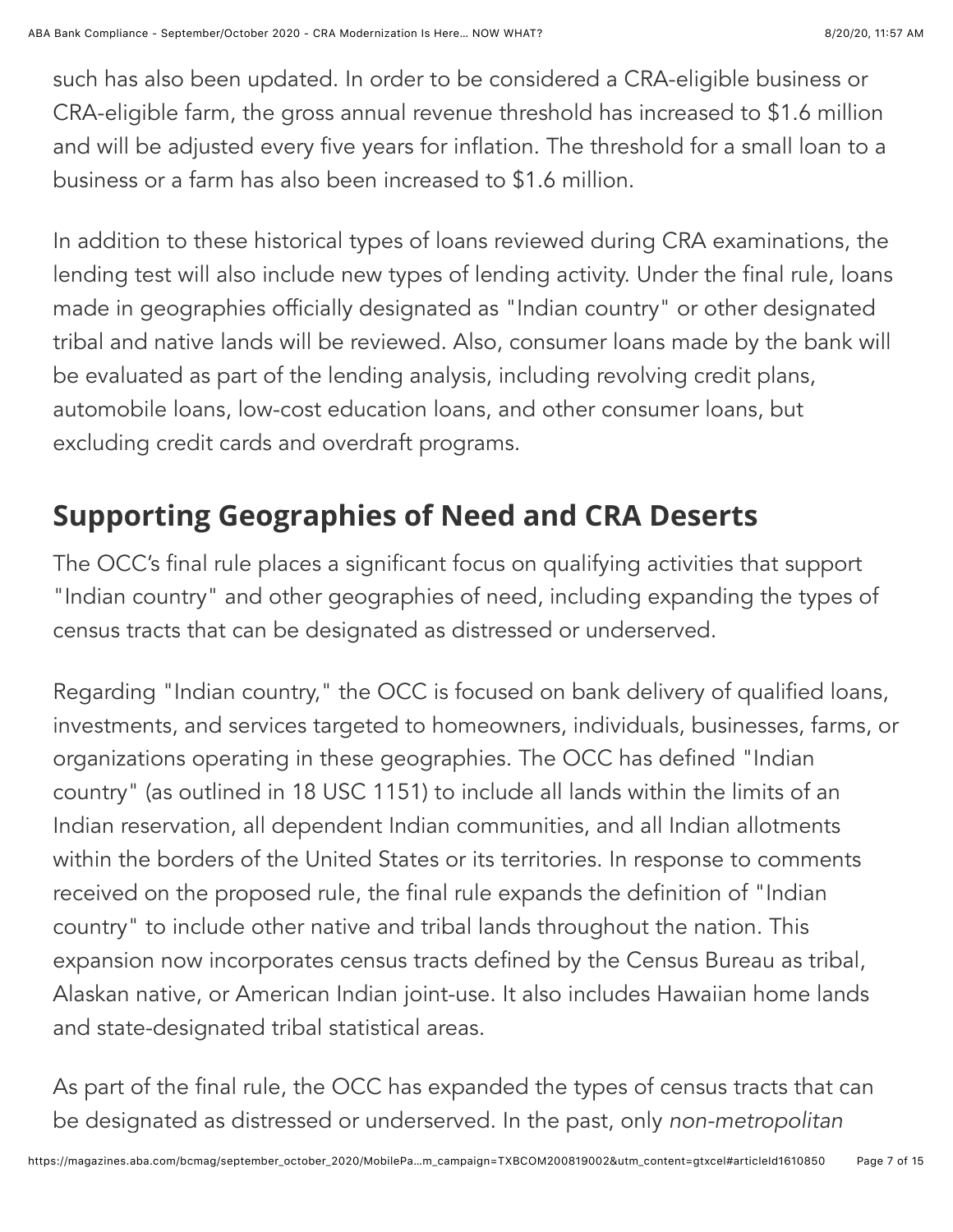such has also been updated. In order to be considered a CRA-eligible business or CRA-eligible farm, the gross annual revenue threshold has increased to $1.6 million and will be adjusted every five years for inflation. The threshold for a small loan to a business or a farm has also been increased to $1.6 million.

In addition to these historical types of loans reviewed during CRA examinations, the lending test will also include new types of lending activity. Under the final rule, loans made in geographies officially designated as "Indian country" or other designated tribal and native lands will be reviewed. Also, consumer loans made by the bank will be evaluated as part of the lending analysis, including revolving credit plans, automobile loans, low-cost education loans, and other consumer loans, but excluding credit cards and overdraft programs.

## Supporting Geographies of Need and CRA Deserts

The OCC's final rule places a significant focus on qualifying activities that support "Indian country" and other geographies of need, including expanding the types of census tracts that can be designated as distressed or underserved.

Regarding "Indian country," the OCC is focused on bank delivery of qualified loans, investments, and services targeted to homeowners, individuals, businesses, farms, or organizations operating in these geographies. The OCC has defined "Indian country" (as outlined in 18 USC 1151) to include all lands within the limits of an Indian reservation, all dependent Indian communities, and all Indian allotments within the borders of the United States or its territories. In response to comments received on the proposed rule, the final rule expands the definition of "Indian country" to include other native and tribal lands throughout the nation. This expansion now incorporates census tracts defined by the Census Bureau as tribal, Alaskan native, or American Indian joint-use. It also includes Hawaiian home lands and state-designated tribal statistical areas.

As part of the final rule, the OCC has expanded the types of census tracts that can be designated as distressed or underserved. In the past, only *non-metropolitan*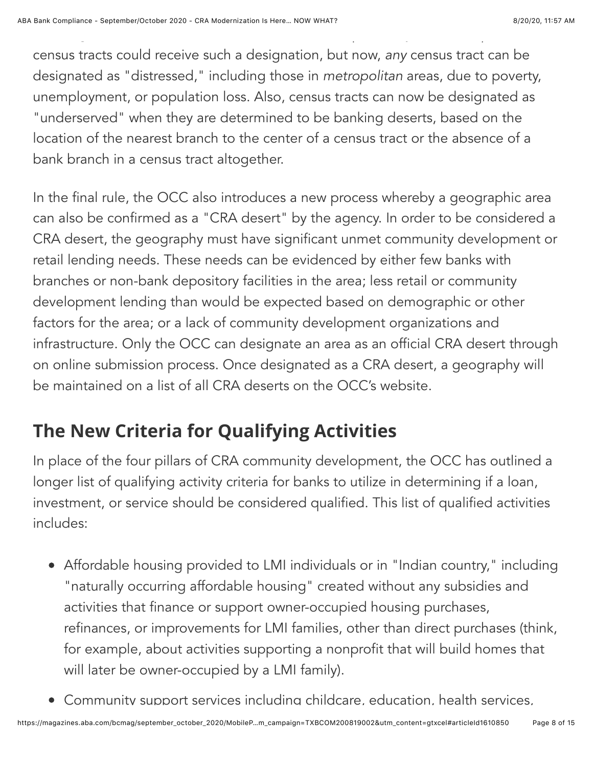census tracts could receive such a designation, but now, *any* census tract can be designated as "distressed," including those in *metropolitan* areas, due to poverty, unemployment, or population loss. Also, census tracts can now be designated as "underserved" when they are determined to be banking deserts, based on the location of the nearest branch to the center of a census tract or the absence of a bank branch in a census tract altogether.

In the final rule, the OCC also introduces a new process whereby a geographic area can also be confirmed as a "CRA desert" by the agency. In order to be considered a CRA desert, the geography must have significant unmet community development or retail lending needs. These needs can be evidenced by either few banks with branches or non-bank depository facilities in the area; less retail or community development lending than would be expected based on demographic or other factors for the area; or a lack of community development organizations and infrastructure. Only the OCC can designate an area as an official CRA desert through on online submission process. Once designated as a CRA desert, a geography will be maintained on a list of all CRA deserts on the OCC's website.

## The New Criteria for Qualifying Activities

In place of the four pillars of CRA community development, the OCC has outlined a longer list of qualifying activity criteria for banks to utilize in determining if a loan, investment, or service should be considered qualified. This list of qualified activities includes:

- Affordable housing provided to LMI individuals or in "Indian country," including "naturally occurring affordable housing" created without any subsidies and activities that finance or support owner-occupied housing purchases, refinances, or improvements for LMI families, other than direct purchases (think, for example, about activities supporting a nonprofit that will build homes that will later be owner-occupied by a LMI family).
- Community support services including childcare, education, health services,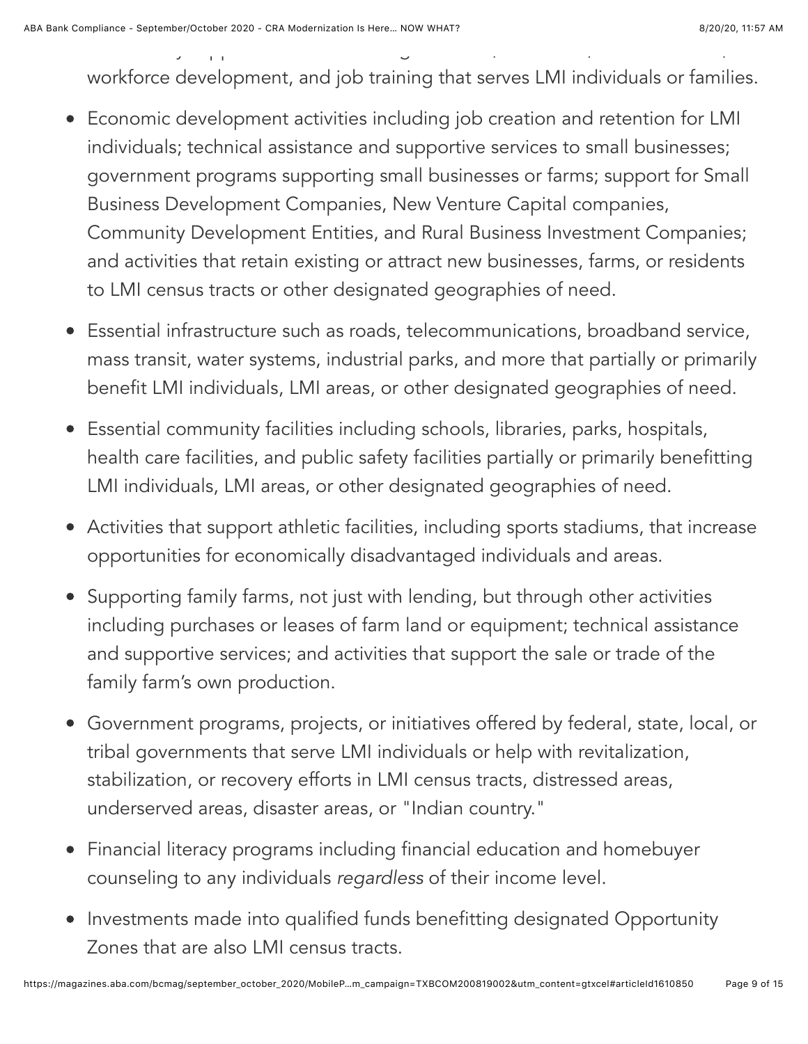workforce development, and job training that serves LMI individuals or families.

- Economic development activities including job creation and retention for LMI individuals; technical assistance and supportive services to small businesses; government programs supporting small businesses or farms; support for Small Business Development Companies, New Venture Capital companies, Community Development Entities, and Rural Business Investment Companies; and activities that retain existing or attract new businesses, farms, or residents to LMI census tracts or other designated geographies of need.
- Essential infrastructure such as roads, telecommunications, broadband service, mass transit, water systems, industrial parks, and more that partially or primarily benefit LMI individuals, LMI areas, or other designated geographies of need.
- Essential community facilities including schools, libraries, parks, hospitals, health care facilities, and public safety facilities partially or primarily benefitting LMI individuals, LMI areas, or other designated geographies of need.
- Activities that support athletic facilities, including sports stadiums, that increase opportunities for economically disadvantaged individuals and areas.
- Supporting family farms, not just with lending, but through other activities including purchases or leases of farm land or equipment; technical assistance and supportive services; and activities that support the sale or trade of the family farm's own production.
- Government programs, projects, or initiatives offered by federal, state, local, or tribal governments that serve LMI individuals or help with revitalization, stabilization, or recovery efforts in LMI census tracts, distressed areas, underserved areas, disaster areas, or "Indian country."
- Financial literacy programs including financial education and homebuyer counseling to any individuals *regardless* of their income level.
- Investments made into qualified funds benefitting designated Opportunity Zones that are also LMI census tracts.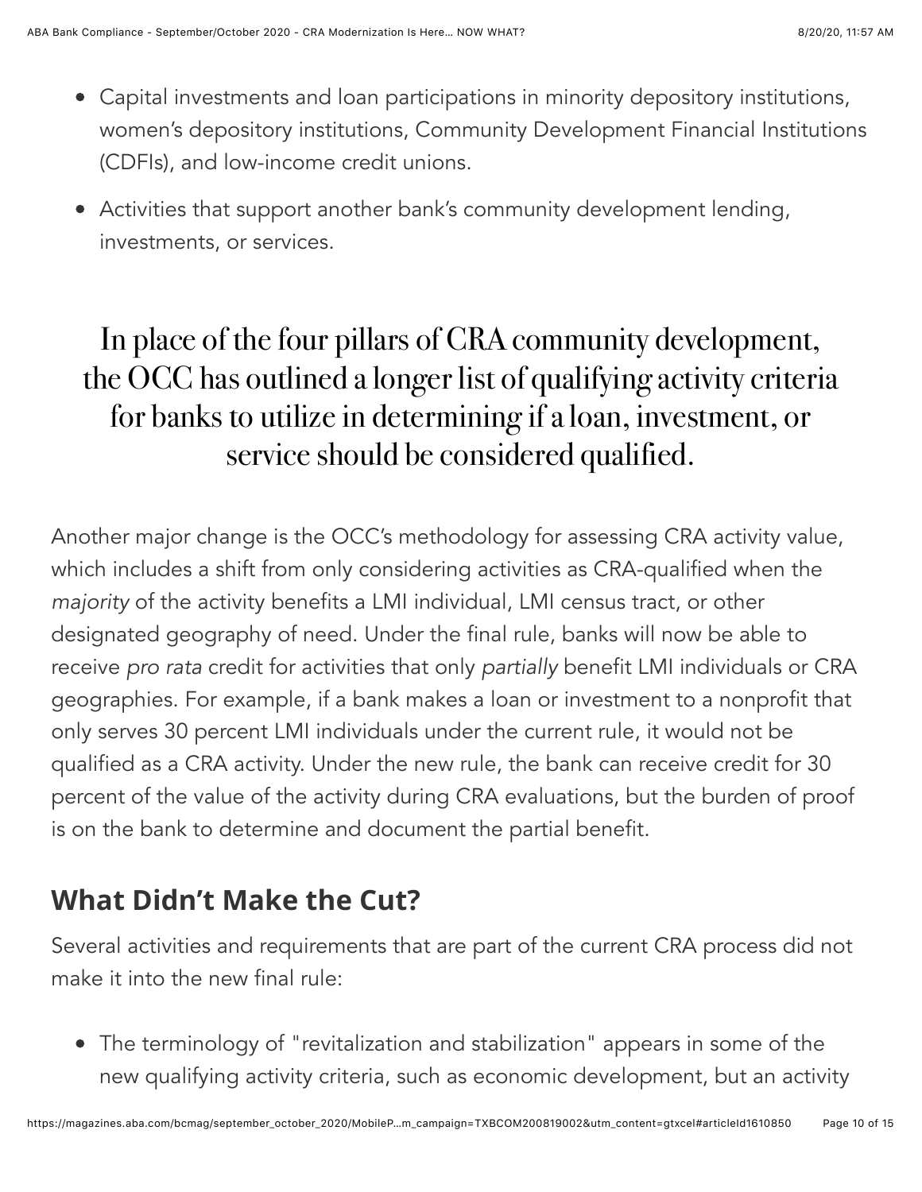- Capital investments and loan participations in minority depository institutions, women's depository institutions, Community Development Financial Institutions (CDFIs), and low-income credit unions.
- Activities that support another bank's community development lending, investments, or services.

> In place of the four pillars of CRA community development, the OCC has outlined a longer list of qualifying activity criteria for banks to utilize in determining if a loan, investment, or service should be considered qualified.

Another major change is the OCC's methodology for assessing CRA activity value, which includes a shift from only considering activities as CRA-qualified when the *majority* of the activity benefits a LMI individual, LMI census tract, or other designated geography of need. Under the final rule, banks will now be able to receive *pro rata* credit for activities that only *partially* benefit LMI individuals or CRA geographies. For example, if a bank makes a loan or investment to a nonprofit that only serves 30 percent LMI individuals under the current rule, it would not be qualified as a CRA activity. Under the new rule, the bank can receive credit for 30 percent of the value of the activity during CRA evaluations, but the burden of proof is on the bank to determine and document the partial benefit.

## What Didn't Make the Cut?

Several activities and requirements that are part of the current CRA process did not make it into the new final rule:

- The terminology of "revitalization and stabilization" appears in some of the new qualifying activity criteria, such as economic development, but an activity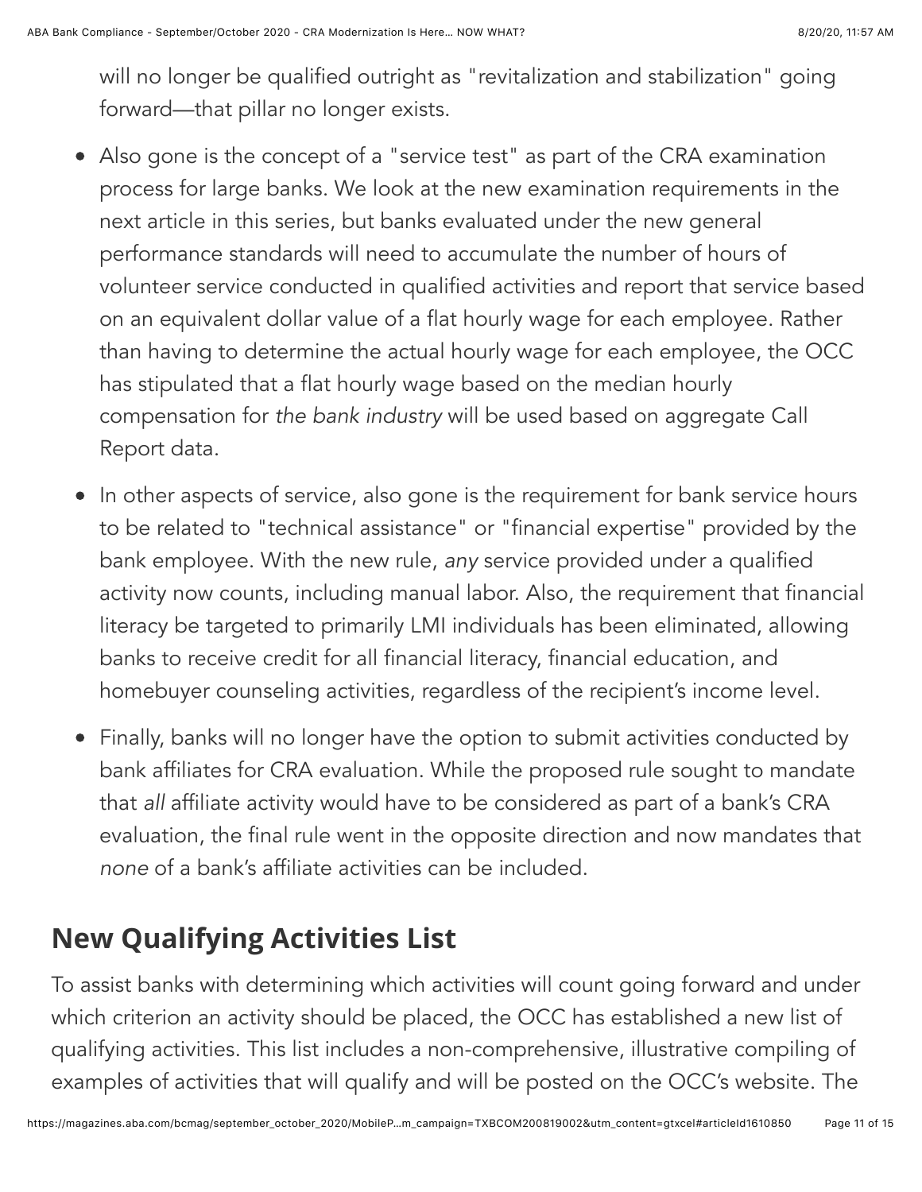will no longer be qualified outright as "revitalization and stabilization" going forward—that pillar no longer exists.

- Also gone is the concept of a "service test" as part of the CRA examination process for large banks. We look at the new examination requirements in the next article in this series, but banks evaluated under the new general performance standards will need to accumulate the number of hours of volunteer service conducted in qualified activities and report that service based on an equivalent dollar value of a flat hourly wage for each employee. Rather than having to determine the actual hourly wage for each employee, the OCC has stipulated that a flat hourly wage based on the median hourly compensation for *the bank industry* will be used based on aggregate Call Report data.
- In other aspects of service, also gone is the requirement for bank service hours to be related to "technical assistance" or "financial expertise" provided by the bank employee. With the new rule, *any* service provided under a qualified activity now counts, including manual labor. Also, the requirement that financial literacy be targeted to primarily LMI individuals has been eliminated, allowing banks to receive credit for all financial literacy, financial education, and homebuyer counseling activities, regardless of the recipient's income level.
- Finally, banks will no longer have the option to submit activities conducted by bank affiliates for CRA evaluation. While the proposed rule sought to mandate that *all* affiliate activity would have to be considered as part of a bank's CRA evaluation, the final rule went in the opposite direction and now mandates that *none* of a bank's affiliate activities can be included.

## New Qualifying Activities List

To assist banks with determining which activities will count going forward and under which criterion an activity should be placed, the OCC has established a new list of qualifying activities. This list includes a non-comprehensive, illustrative compiling of examples of activities that will qualify and will be posted on the OCC's website. The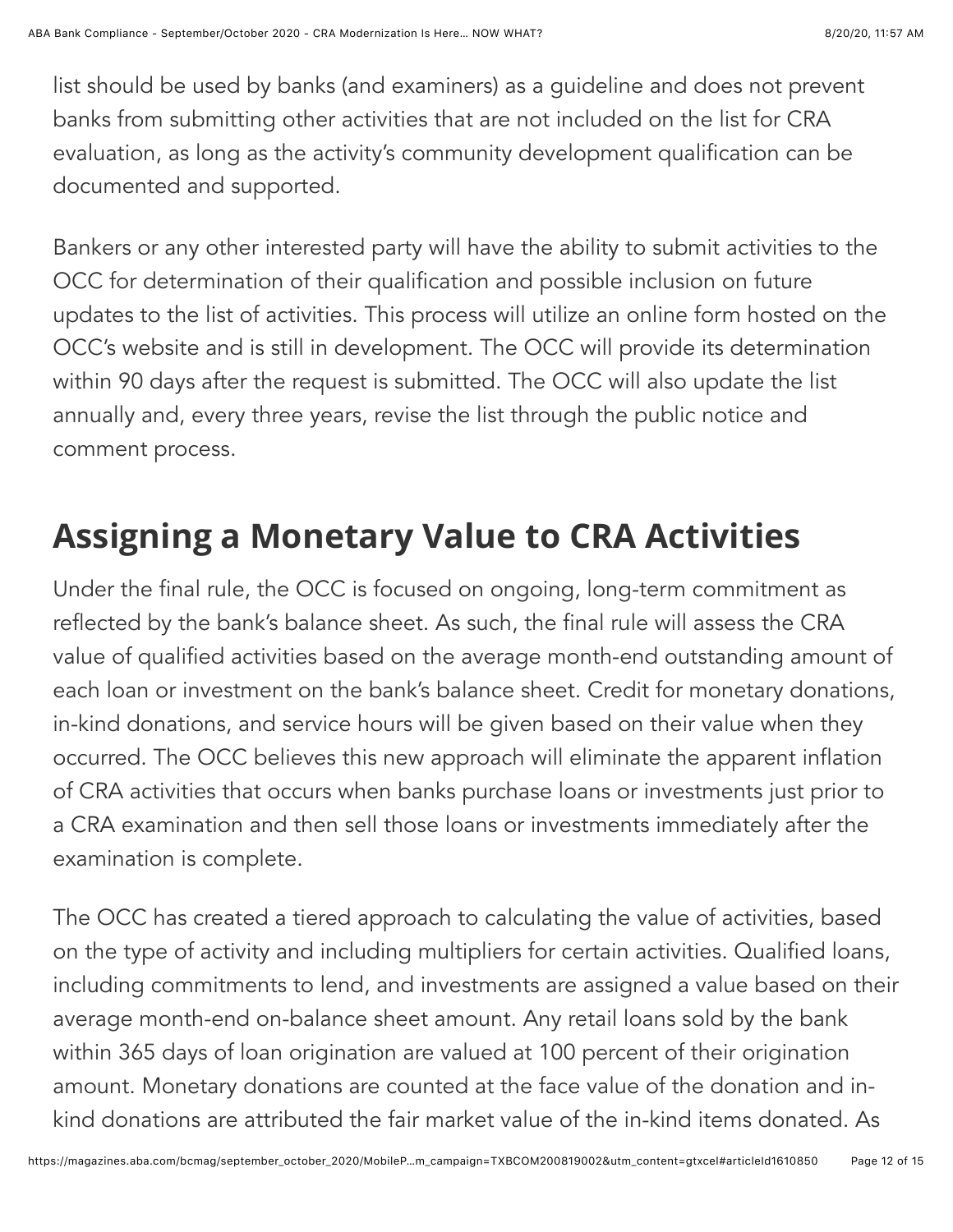list should be used by banks (and examiners) as a guideline and does not prevent banks from submitting other activities that are not included on the list for CRA evaluation, as long as the activity's community development qualification can be documented and supported.

Bankers or any other interested party will have the ability to submit activities to the OCC for determination of their qualification and possible inclusion on future updates to the list of activities. This process will utilize an online form hosted on the OCC's website and is still in development. The OCC will provide its determination within 90 days after the request is submitted. The OCC will also update the list annually and, every three years, revise the list through the public notice and comment process.

## Assigning a Monetary Value to CRA Activities

Under the final rule, the OCC is focused on ongoing, long-term commitment as reflected by the bank's balance sheet. As such, the final rule will assess the CRA value of qualified activities based on the average month-end outstanding amount of each loan or investment on the bank's balance sheet. Credit for monetary donations, in-kind donations, and service hours will be given based on their value when they occurred. The OCC believes this new approach will eliminate the apparent inflation of CRA activities that occurs when banks purchase loans or investments just prior to a CRA examination and then sell those loans or investments immediately after the examination is complete.

The OCC has created a tiered approach to calculating the value of activities, based on the type of activity and including multipliers for certain activities. Qualified loans, including commitments to lend, and investments are assigned a value based on their average month-end on-balance sheet amount. Any retail loans sold by the bank within 365 days of loan origination are valued at 100 percent of their origination amount. Monetary donations are counted at the face value of the donation and in-kind donations are attributed the fair market value of the in-kind items donated. As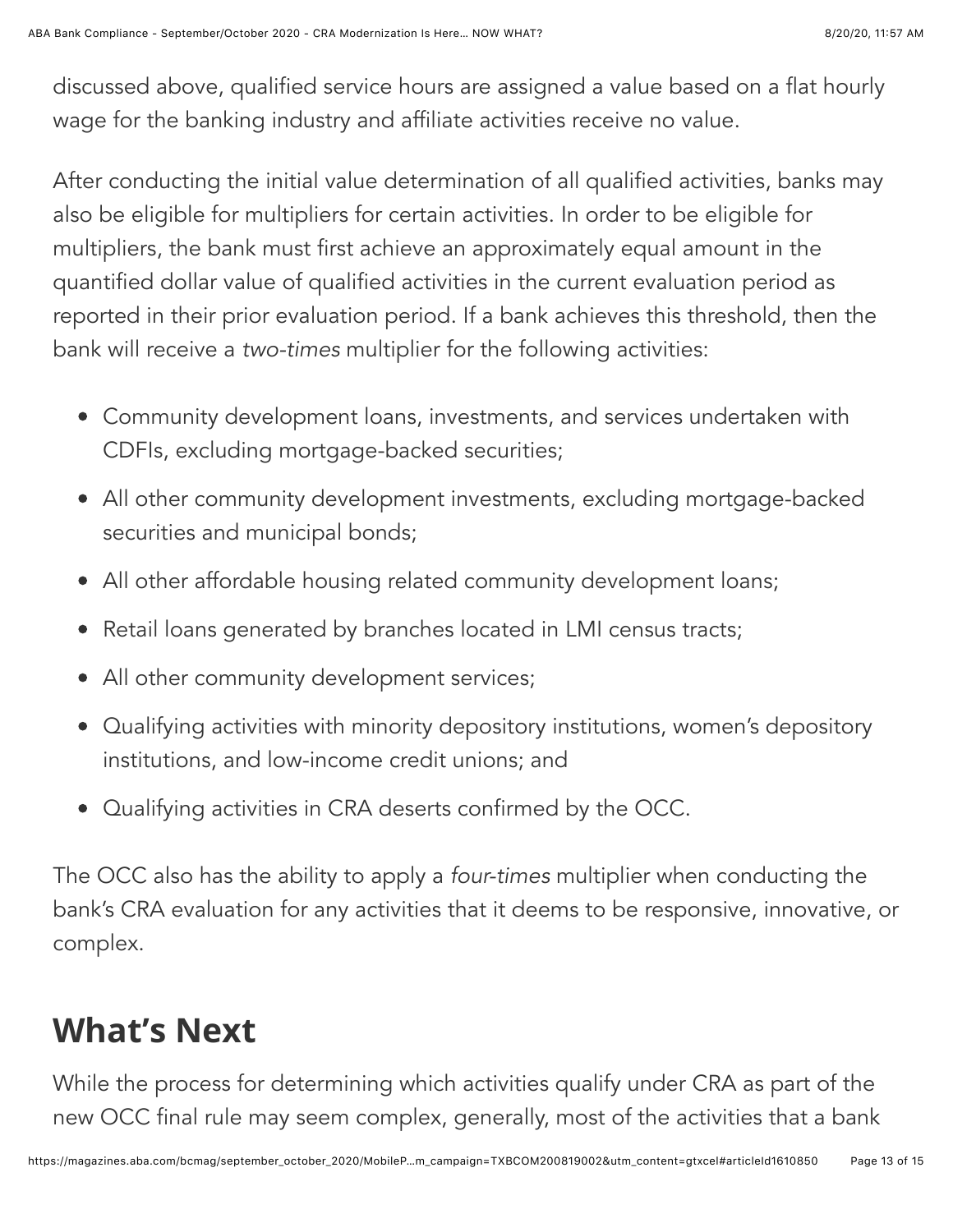discussed above, qualified service hours are assigned a value based on a flat hourly wage for the banking industry and affiliate activities receive no value.

After conducting the initial value determination of all qualified activities, banks may also be eligible for multipliers for certain activities. In order to be eligible for multipliers, the bank must first achieve an approximately equal amount in the quantified dollar value of qualified activities in the current evaluation period as reported in their prior evaluation period. If a bank achieves this threshold, then the bank will receive a *two-times* multiplier for the following activities:

- Community development loans, investments, and services undertaken with CDFIs, excluding mortgage-backed securities;
- All other community development investments, excluding mortgage-backed securities and municipal bonds;
- All other affordable housing related community development loans;
- Retail loans generated by branches located in LMI census tracts;
- All other community development services;
- Qualifying activities with minority depository institutions, women's depository institutions, and low-income credit unions; and
- Qualifying activities in CRA deserts confirmed by the OCC.

The OCC also has the ability to apply a *four-times* multiplier when conducting the bank's CRA evaluation for any activities that it deems to be responsive, innovative, or complex.

## What's Next

While the process for determining which activities qualify under CRA as part of the new OCC final rule may seem complex, generally, most of the activities that a bank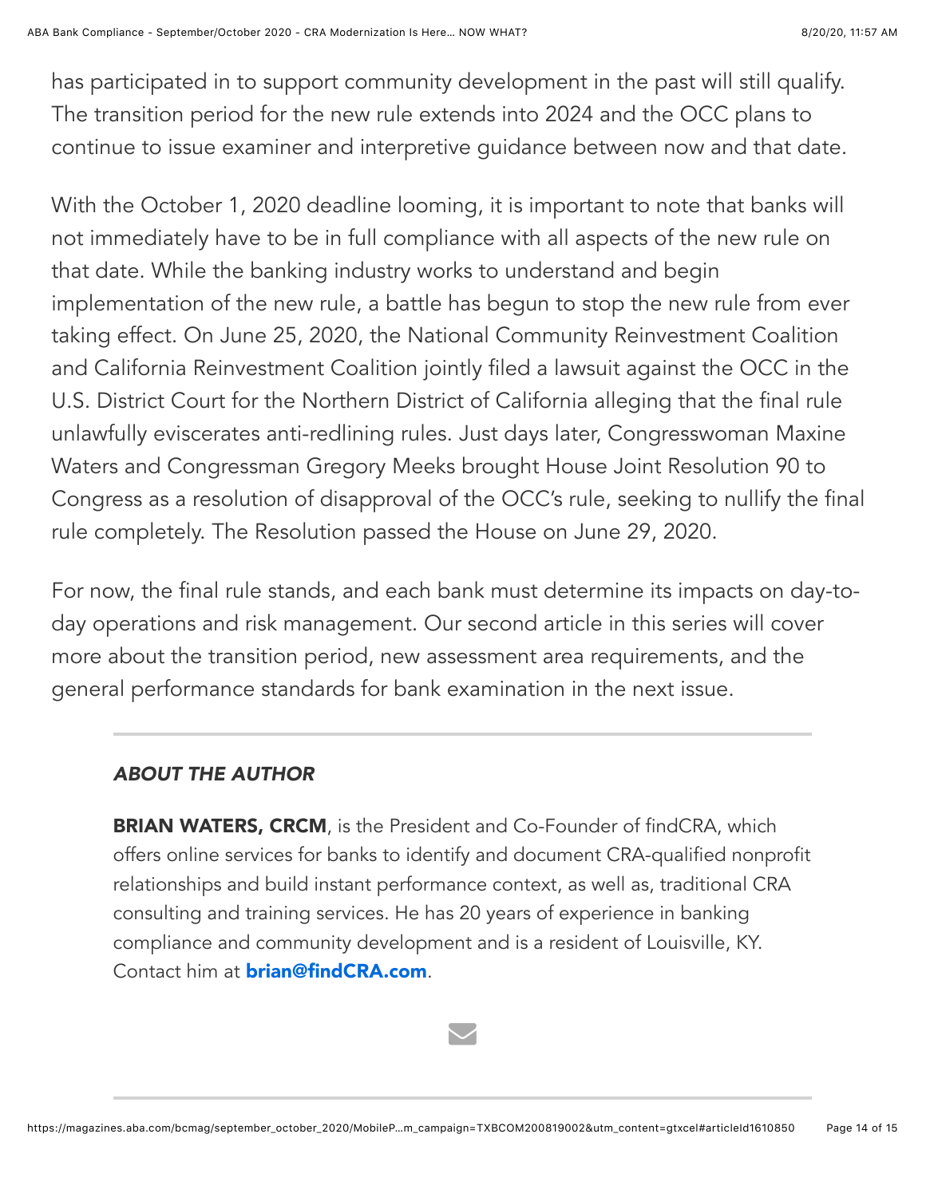has participated in to support community development in the past will still qualify. The transition period for the new rule extends into 2024 and the OCC plans to continue to issue examiner and interpretive guidance between now and that date.

With the October 1, 2020 deadline looming, it is important to note that banks will not immediately have to be in full compliance with all aspects of the new rule on that date. While the banking industry works to understand and begin implementation of the new rule, a battle has begun to stop the new rule from ever taking effect. On June 25, 2020, the National Community Reinvestment Coalition and California Reinvestment Coalition jointly filed a lawsuit against the OCC in the U.S. District Court for the Northern District of California alleging that the final rule unlawfully eviscerates anti-redlining rules. Just days later, Congresswoman Maxine Waters and Congressman Gregory Meeks brought House Joint Resolution 90 to Congress as a resolution of disapproval of the OCC's rule, seeking to nullify the final rule completely. The Resolution passed the House on June 29, 2020.

For now, the final rule stands, and each bank must determine its impacts on day-to-day operations and risk management. Our second article in this series will cover more about the transition period, new assessment area requirements, and the general performance standards for bank examination in the next issue.

---

***ABOUT THE AUTHOR***

**BRIAN WATERS, CRCM**, is the President and Co-Founder of findCRA, which offers online services for banks to identify and document CRA-qualified nonprofit relationships and build instant performance context, as well as, traditional CRA consulting and training services. He has 20 years of experience in banking compliance and community development and is a resident of Louisville, KY. Contact him at **brian@findCRA.com**.

---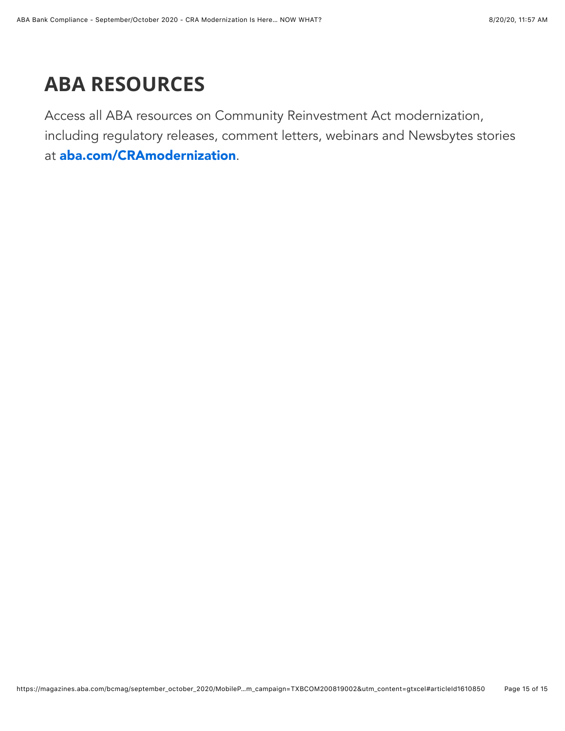## ABA RESOURCES

Access all ABA resources on Community Reinvestment Act modernization, including regulatory releases, comment letters, webinars and Newsbytes stories at **aba.com/CRAmodernization**.